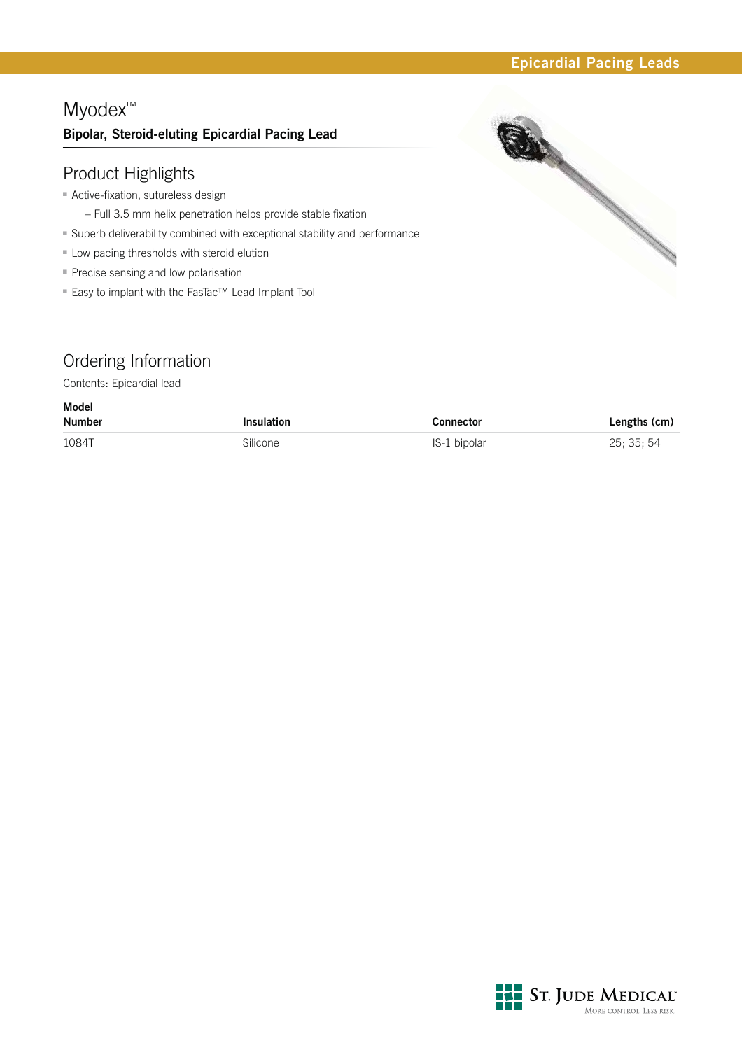Epicardial Pacing Leads

# Myodex™

**Bipolar, Steroid-eluting Epicardial Pacing Lead**

## Product Highlights

- Active-fixation, sutureless design
  - Full 3.5 mm helix penetration helps provide stable fixation
- Superb deliverability combined with exceptional stability and performance
- Low pacing thresholds with steroid elution
- Precise sensing and low polarisation
- Easy to implant with the FasTac™ Lead Implant Tool

## Ordering Information

Contents: Epicardial lead

| Model Number | Insulation | Connector | Lengths (cm) |
|---|---|---|---|
| 1084T | Silicone | IS-1 bipolar | 25; 35; 54 |

St. Jude Medical
More control. Less risk.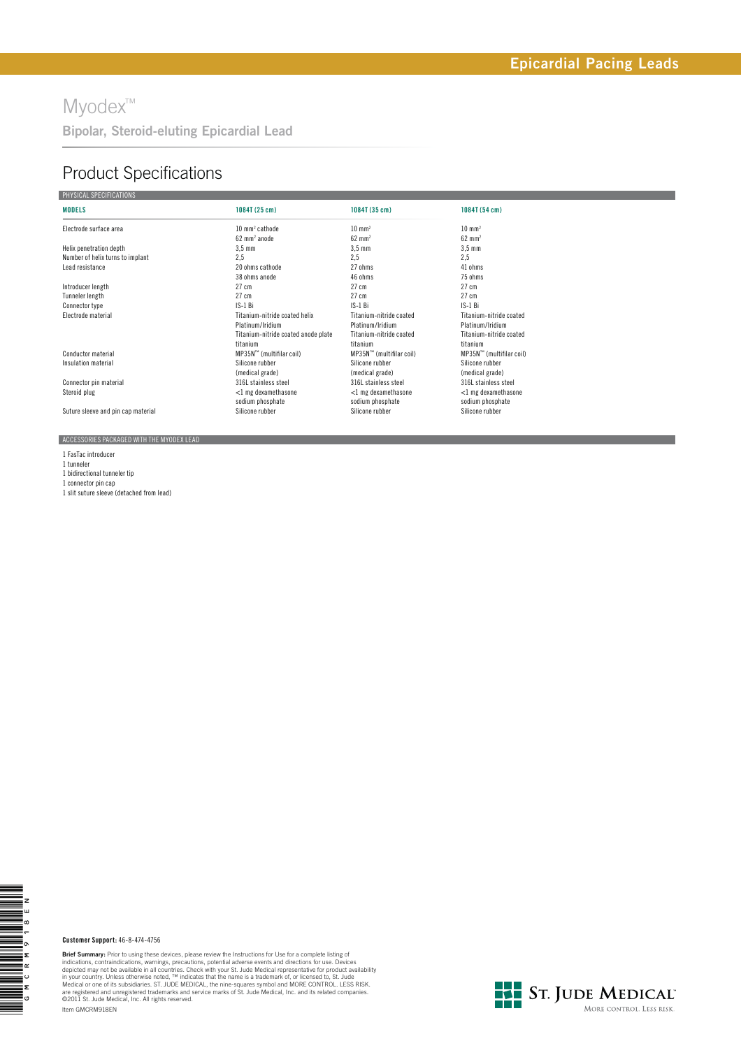# Epicardial Pacing Leads

# Myodex™

**Bipolar, Steroid-eluting Epicardial Lead**

## Product Specifications

PHYSICAL SPECIFICATIONS

| MODELS | 1084T (25 cm) | 1084T (35 cm) | 1084T (54 cm) |
|---|---|---|---|
| Electrode surface area | 10 $mm^2$ cathode<br>62 $mm^2$ anode | 10 $mm^2$<br>62 $mm^2$ | 10 $mm^2$<br>62 $mm^2$ |
| Helix penetration depth | 3,5 mm | 3,5 mm | 3,5 mm |
| Number of helix turns to implant | 2,5 | 2,5 | 2,5 |
| Lead resistance | 20 ohms cathode<br>38 ohms anode | 27 ohms<br>46 ohms | 41 ohms<br>75 ohms |
| Introducer length | 27 cm | 27 cm | 27 cm |
| Tunneler length | 27 cm | 27 cm | 27 cm |
| Connector type | IS-1 Bi | IS-1 Bi | IS-1 Bi |
| Electrode material | Titanium-nitride coated helix<br>Platinum/Iridium<br>Titanium-nitride coated anode plate<br>titanium | Titanium-nitride coated<br>Platinum/Iridium<br>Titanium-nitride coated<br>titanium | Titanium-nitride coated<br>Platinum/Iridium<br>Titanium-nitride coated<br>titanium |
| Conductor material | MP35N™ (multifilar coil) | MP35N™ (multifilar coil) | MP35N™ (multifilar coil) |
| Insulation material | Silicone rubber<br>(medical grade) | Silicone rubber<br>(medical grade) | Silicone rubber<br>(medical grade) |
| Connector pin material | 316L stainless steel | 316L stainless steel | 316L stainless steel |
| Steroid plug | <1 mg dexamethasone<br>sodium phosphate | <1 mg dexamethasone<br>sodium phosphate | <1 mg dexamethasone<br>sodium phosphate |
| Suture sleeve and pin cap material | Silicone rubber | Silicone rubber | Silicone rubber |

ACCESSORIES PACKAGED WITH THE MYODEX LEAD

1 FasTac introducer
1 tunneler
1 bidirectional tunneler tip
1 connector pin cap
1 slit suture sleeve (detached from lead)

**Customer Support:** 46-8-474-4756

**Brief Summary:** Prior to using these devices, please review the Instructions for Use for a complete listing of indications, contraindications, warnings, precautions, potential adverse events and directions for use. Devices depicted may not be available in all countries. Check with your St. Jude Medical representative for product availability in your country. Unless otherwise noted, ™ indicates that the name is a trademark of, or licensed to, St. Jude Medical or one of its subsidiaries. ST. JUDE MEDICAL, the nine-squares symbol and MORE CONTROL. LESS RISK. are registered and unregistered trademarks and service marks of St. Jude Medical, Inc. and its related companies.
©2011 St. Jude Medical, Inc. All rights reserved.

Item GMCRM918EN

ST. JUDE MEDICAL
MORE CONTROL. LESS RISK.